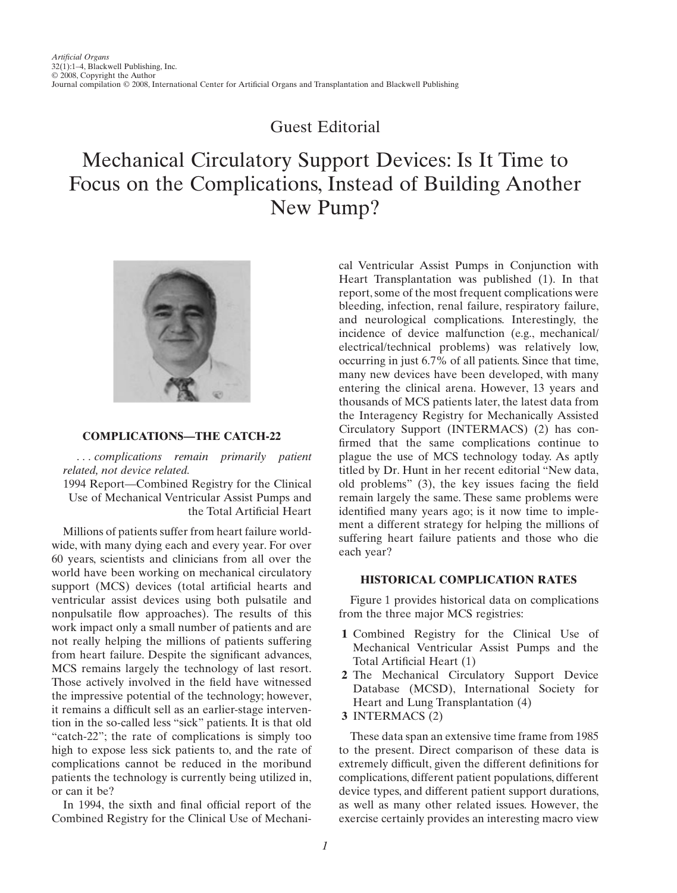Guest Editorial

# Mechanical Circulatory Support Devices: Is It Time to Focus on the Complications, Instead of Building Another New Pump?

## COMPLICATIONS—THE CATCH-22

*. . . complications remain primarily patient related, not device related.*

1994 Report—Combined Registry for the Clinical Use of Mechanical Ventricular Assist Pumps and the Total Artificial Heart

Millions of patients suffer from heart failure worldwide, with many dying each and every year. For over 60 years, scientists and clinicians from all over the world have been working on mechanical circulatory support (MCS) devices (total artificial hearts and ventricular assist devices using both pulsatile and nonpulsatile flow approaches). The results of this work impact only a small number of patients and are not really helping the millions of patients suffering from heart failure. Despite the significant advances, MCS remains largely the technology of last resort. Those actively involved in the field have witnessed the impressive potential of the technology; however, it remains a difficult sell as an earlier-stage intervention in the so-called less "sick" patients. It is that old "catch-22"; the rate of complications is simply too high to expose less sick patients to, and the rate of complications cannot be reduced in the moribund patients the technology is currently being utilized in, or can it be?

In 1994, the sixth and final official report of the Combined Registry for the Clinical Use of Mechanical Ventricular Assist Pumps in Conjunction with Heart Transplantation was published (1). In that report, some of the most frequent complications were bleeding, infection, renal failure, respiratory failure, and neurological complications. Interestingly, the incidence of device malfunction (e.g., mechanical/electrical/technical problems) was relatively low, occurring in just 6.7% of all patients. Since that time, many new devices have been developed, with many entering the clinical arena. However, 13 years and thousands of MCS patients later, the latest data from the Interagency Registry for Mechanically Assisted Circulatory Support (INTERMACS) (2) has confirmed that the same complications continue to plague the use of MCS technology today. As aptly titled by Dr. Hunt in her recent editorial "New data, old problems" (3), the key issues facing the field remain largely the same. These same problems were identified many years ago; is it now time to implement a different strategy for helping the millions of suffering heart failure patients and those who die each year?

## HISTORICAL COMPLICATION RATES

Figure 1 provides historical data on complications from the three major MCS registries:

1. Combined Registry for the Clinical Use of Mechanical Ventricular Assist Pumps and the Total Artificial Heart (1)
2. The Mechanical Circulatory Support Device Database (MCSD), International Society for Heart and Lung Transplantation (4)
3. INTERMACS (2)

These data span an extensive time frame from 1985 to the present. Direct comparison of these data is extremely difficult, given the different definitions for complications, different patient populations, different device types, and different patient support durations, as well as many other related issues. However, the exercise certainly provides an interesting macro view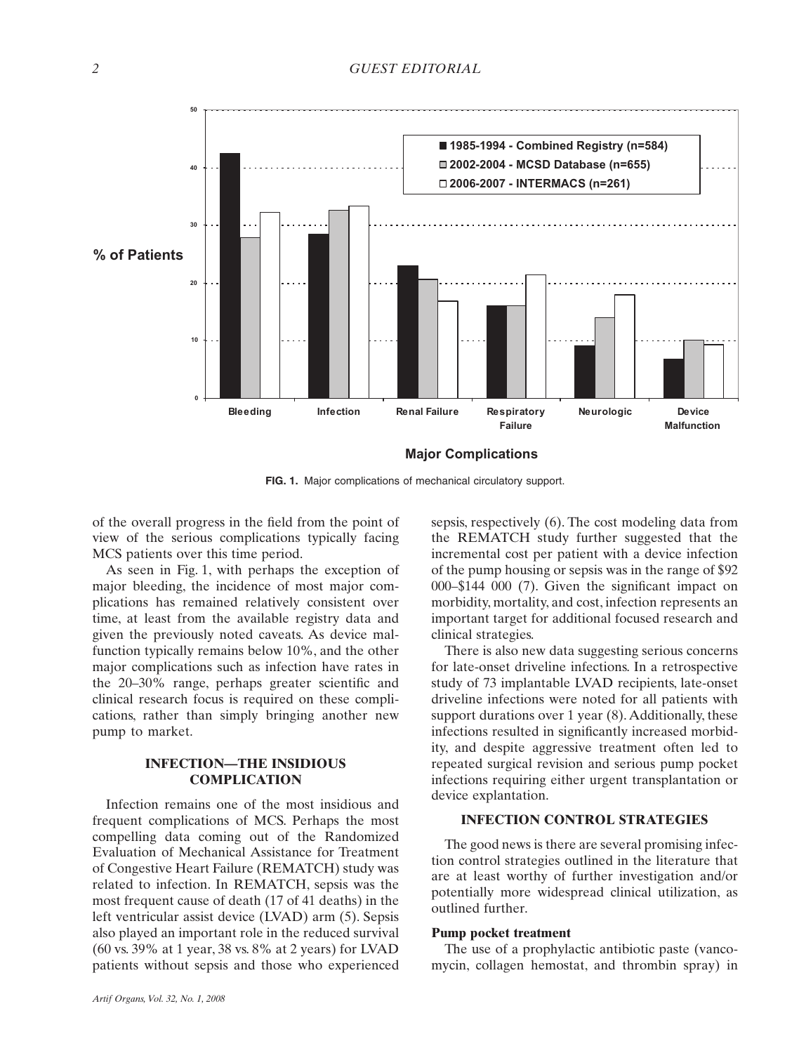**FIG. 1.** Major complications of mechanical circulatory support.

of the overall progress in the field from the point of view of the serious complications typically facing MCS patients over this time period.

As seen in Fig. 1, with perhaps the exception of major bleeding, the incidence of most major complications has remained relatively consistent over time, at least from the available registry data and given the previously noted caveats. As device malfunction typically remains below 10%, and the other major complications such as infection have rates in the 20–30% range, perhaps greater scientific and clinical research focus is required on these complications, rather than simply bringing another new pump to market.

## INFECTION—THE INSIDIOUS COMPLICATION

Infection remains one of the most insidious and frequent complications of MCS. Perhaps the most compelling data coming out of the Randomized Evaluation of Mechanical Assistance for Treatment of Congestive Heart Failure (REMATCH) study was related to infection. In REMATCH, sepsis was the most frequent cause of death (17 of 41 deaths) in the left ventricular assist device (LVAD) arm (5). Sepsis also played an important role in the reduced survival (60 vs. 39% at 1 year, 38 vs. 8% at 2 years) for LVAD patients without sepsis and those who experienced sepsis, respectively (6). The cost modeling data from the REMATCH study further suggested that the incremental cost per patient with a device infection of the pump housing or sepsis was in the range of $92 000–$144 000 (7). Given the significant impact on morbidity, mortality, and cost, infection represents an important target for additional focused research and clinical strategies.

There is also new data suggesting serious concerns for late-onset driveline infections. In a retrospective study of 73 implantable LVAD recipients, late-onset driveline infections were noted for all patients with support durations over 1 year (8). Additionally, these infections resulted in significantly increased morbidity, and despite aggressive treatment often led to repeated surgical revision and serious pump pocket infections requiring either urgent transplantation or device explantation.

## INFECTION CONTROL STRATEGIES

The good news is there are several promising infection control strategies outlined in the literature that are at least worthy of further investigation and/or potentially more widespread clinical utilization, as outlined further.

### Pump pocket treatment

The use of a prophylactic antibiotic paste (vancomycin, collagen hemostat, and thrombin spray) in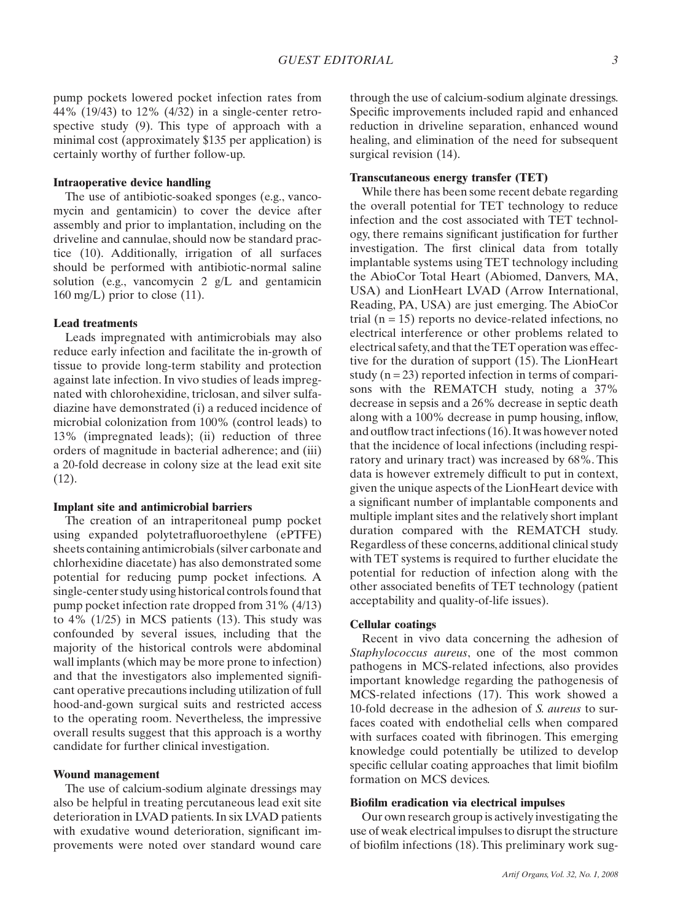pump pockets lowered pocket infection rates from 44% (19/43) to 12% (4/32) in a single-center retrospective study (9). This type of approach with a minimal cost (approximately $135 per application) is certainly worthy of further follow-up.

**Intraoperative device handling**

The use of antibiotic-soaked sponges (e.g., vancomycin and gentamicin) to cover the device after assembly and prior to implantation, including on the driveline and cannulae, should now be standard practice (10). Additionally, irrigation of all surfaces should be performed with antibiotic-normal saline solution (e.g., vancomycin 2 g/L and gentamicin 160 mg/L) prior to close (11).

**Lead treatments**

Leads impregnated with antimicrobials may also reduce early infection and facilitate the in-growth of tissue to provide long-term stability and protection against late infection. In vivo studies of leads impregnated with chlorohexidine, triclosan, and silver sulfadiazine have demonstrated (i) a reduced incidence of microbial colonization from 100% (control leads) to 13% (impregnated leads); (ii) reduction of three orders of magnitude in bacterial adherence; and (iii) a 20-fold decrease in colony size at the lead exit site (12).

**Implant site and antimicrobial barriers**

The creation of an intraperitoneal pump pocket using expanded polytetrafluoroethylene (ePTFE) sheets containing antimicrobials (silver carbonate and chlorhexidine diacetate) has also demonstrated some potential for reducing pump pocket infections. A single-center study using historical controls found that pump pocket infection rate dropped from 31% (4/13) to 4% (1/25) in MCS patients (13). This study was confounded by several issues, including that the majority of the historical controls were abdominal wall implants (which may be more prone to infection) and that the investigators also implemented significant operative precautions including utilization of full hood-and-gown surgical suits and restricted access to the operating room. Nevertheless, the impressive overall results suggest that this approach is a worthy candidate for further clinical investigation.

**Wound management**

The use of calcium-sodium alginate dressings may also be helpful in treating percutaneous lead exit site deterioration in LVAD patients. In six LVAD patients with exudative wound deterioration, significant improvements were noted over standard wound care through the use of calcium-sodium alginate dressings. Specific improvements included rapid and enhanced reduction in driveline separation, enhanced wound healing, and elimination of the need for subsequent surgical revision (14).

**Transcutaneous energy transfer (TET)**

While there has been some recent debate regarding the overall potential for TET technology to reduce infection and the cost associated with TET technology, there remains significant justification for further investigation. The first clinical data from totally implantable systems using TET technology including the AbioCor Total Heart (Abiomed, Danvers, MA, USA) and LionHeart LVAD (Arrow International, Reading, PA, USA) are just emerging. The AbioCor trial (n = 15) reports no device-related infections, no electrical interference or other problems related to electrical safety, and that the TET operation was effective for the duration of support (15). The LionHeart study (n = 23) reported infection in terms of comparisons with the REMATCH study, noting a 37% decrease in sepsis and a 26% decrease in septic death along with a 100% decrease in pump housing, inflow, and outflow tract infections (16). It was however noted that the incidence of local infections (including respiratory and urinary tract) was increased by 68%. This data is however extremely difficult to put in context, given the unique aspects of the LionHeart device with a significant number of implantable components and multiple implant sites and the relatively short implant duration compared with the REMATCH study. Regardless of these concerns, additional clinical study with TET systems is required to further elucidate the potential for reduction of infection along with the other associated benefits of TET technology (patient acceptability and quality-of-life issues).

**Cellular coatings**

Recent in vivo data concerning the adhesion of *Staphylococcus aureus*, one of the most common pathogens in MCS-related infections, also provides important knowledge regarding the pathogenesis of MCS-related infections (17). This work showed a 10-fold decrease in the adhesion of *S. aureus* to surfaces coated with endothelial cells when compared with surfaces coated with fibrinogen. This emerging knowledge could potentially be utilized to develop specific cellular coating approaches that limit biofilm formation on MCS devices.

**Biofilm eradication via electrical impulses**

Our own research group is actively investigating the use of weak electrical impulses to disrupt the structure of biofilm infections (18). This preliminary work sug-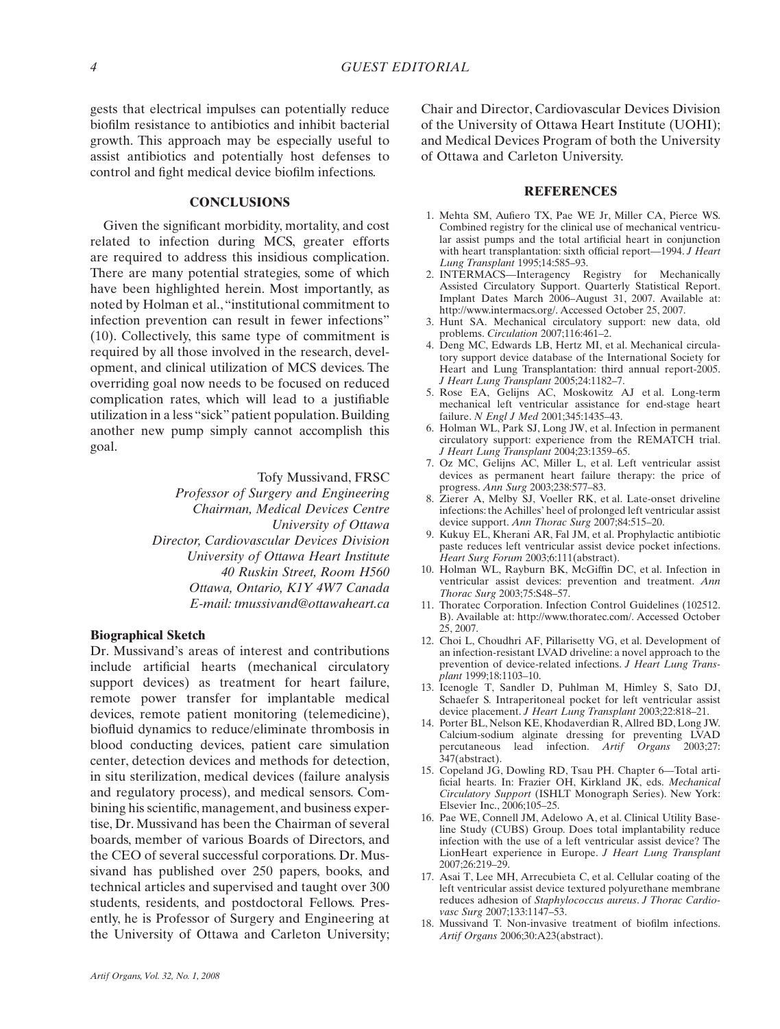gests that electrical impulses can potentially reduce biofilm resistance to antibiotics and inhibit bacterial growth. This approach may be especially useful to assist antibiotics and potentially host defenses to control and fight medical device biofilm infections.

## CONCLUSIONS

Given the significant morbidity, mortality, and cost related to infection during MCS, greater efforts are required to address this insidious complication. There are many potential strategies, some of which have been highlighted herein. Most importantly, as noted by Holman et al., "institutional commitment to infection prevention can result in fewer infections" (10). Collectively, this same type of commitment is required by all those involved in the research, development, and clinical utilization of MCS devices. The overriding goal now needs to be focused on reduced complication rates, which will lead to a justifiable utilization in a less "sick" patient population. Building another new pump simply cannot accomplish this goal.

Tofy Mussivand, FRSC
*Professor of Surgery and Engineering*
*Chairman, Medical Devices Centre*
*University of Ottawa*
*Director, Cardiovascular Devices Division*
*University of Ottawa Heart Institute*
*40 Ruskin Street, Room H560*
*Ottawa, Ontario, K1Y 4W7 Canada*
*E-mail: tmussivand@ottawaheart.ca*

### Biographical Sketch

Dr. Mussivand's areas of interest and contributions include artificial hearts (mechanical circulatory support devices) as treatment for heart failure, remote power transfer for implantable medical devices, remote patient monitoring (telemedicine), biofluid dynamics to reduce/eliminate thrombosis in blood conducting devices, patient care simulation center, detection devices and methods for detection, in situ sterilization, medical devices (failure analysis and regulatory process), and medical sensors. Combining his scientific, management, and business expertise, Dr. Mussivand has been the Chairman of several boards, member of various Boards of Directors, and the CEO of several successful corporations. Dr. Mussivand has published over 250 papers, books, and technical articles and supervised and taught over 300 students, residents, and postdoctoral Fellows. Presently, he is Professor of Surgery and Engineering at the University of Ottawa and Carleton University; Chair and Director, Cardiovascular Devices Division of the University of Ottawa Heart Institute (UOHI); and Medical Devices Program of both the University of Ottawa and Carleton University.

## REFERENCES

1. Mehta SM, Aufiero TX, Pae WE Jr, Miller CA, Pierce WS. Combined registry for the clinical use of mechanical ventricular assist pumps and the total artificial heart in conjunction with heart transplantation: sixth official report—1994. *J Heart Lung Transplant* 1995;14:585–93.
2. INTERMACS—Interagency Registry for Mechanically Assisted Circulatory Support. Quarterly Statistical Report. Implant Dates March 2006–August 31, 2007. Available at: http://www.intermacs.org/. Accessed October 25, 2007.
3. Hunt SA. Mechanical circulatory support: new data, old problems. *Circulation* 2007;116:461–2.
4. Deng MC, Edwards LB, Hertz MI, et al. Mechanical circulatory support device database of the International Society for Heart and Lung Transplantation: third annual report-2005. *J Heart Lung Transplant* 2005;24:1182–7.
5. Rose EA, Gelijns AC, Moskowitz AJ et al. Long-term mechanical left ventricular assistance for end-stage heart failure. *N Engl J Med* 2001;345:1435–43.
6. Holman WL, Park SJ, Long JW, et al. Infection in permanent circulatory support: experience from the REMATCH trial. *J Heart Lung Transplant* 2004;23:1359–65.
7. Oz MC, Gelijns AC, Miller L, et al. Left ventricular assist devices as permanent heart failure therapy: the price of progress. *Ann Surg* 2003;238:577–83.
8. Zierer A, Melby SJ, Voeller RK, et al. Late-onset driveline infections: the Achilles' heel of prolonged left ventricular assist device support. *Ann Thorac Surg* 2007;84:515–20.
9. Kukuy EL, Kherani AR, Fal JM, et al. Prophylactic antibiotic paste reduces left ventricular assist device pocket infections. *Heart Surg Forum* 2003;6:111(abstract).
10. Holman WL, Rayburn BK, McGiffin DC, et al. Infection in ventricular assist devices: prevention and treatment. *Ann Thorac Surg* 2003;75:S48–57.
11. Thoratec Corporation. Infection Control Guidelines (102512. B). Available at: http://www.thoratec.com/. Accessed October 25, 2007.
12. Choi L, Choudhri AF, Pillarisetty VG, et al. Development of an infection-resistant LVAD driveline: a novel approach to the prevention of device-related infections. *J Heart Lung Transplant* 1999;18:1103–10.
13. Icenogle T, Sandler D, Puhlman M, Himley S, Sato DJ, Schaefer S. Intraperitoneal pocket for left ventricular assist device placement. *J Heart Lung Transplant* 2003;22:818–21.
14. Porter BL, Nelson KE, Khodaverdian R, Allred BD, Long JW. Calcium-sodium alginate dressing for preventing LVAD percutaneous lead infection. *Artif Organs* 2003;27: 347(abstract).
15. Copeland JG, Dowling RD, Tsau PH. Chapter 6—Total artificial hearts. In: Frazier OH, Kirkland JK, eds. *Mechanical Circulatory Support* (ISHLT Monograph Series). New York: Elsevier Inc., 2006;105–25.
16. Pae WE, Connell JM, Adelowo A, et al. Clinical Utility Baseline Study (CUBS) Group. Does total implantability reduce infection with the use of a left ventricular assist device? The LionHeart experience in Europe. *J Heart Lung Transplant* 2007;26:219–29.
17. Asai T, Lee MH, Arrecubieta C, et al. Cellular coating of the left ventricular assist device textured polyurethane membrane reduces adhesion of *Staphylococcus aureus*. *J Thorac Cardiovasc Surg* 2007;133:1147–53.
18. Mussivand T. Non-invasive treatment of biofilm infections. *Artif Organs* 2006;30:A23(abstract).